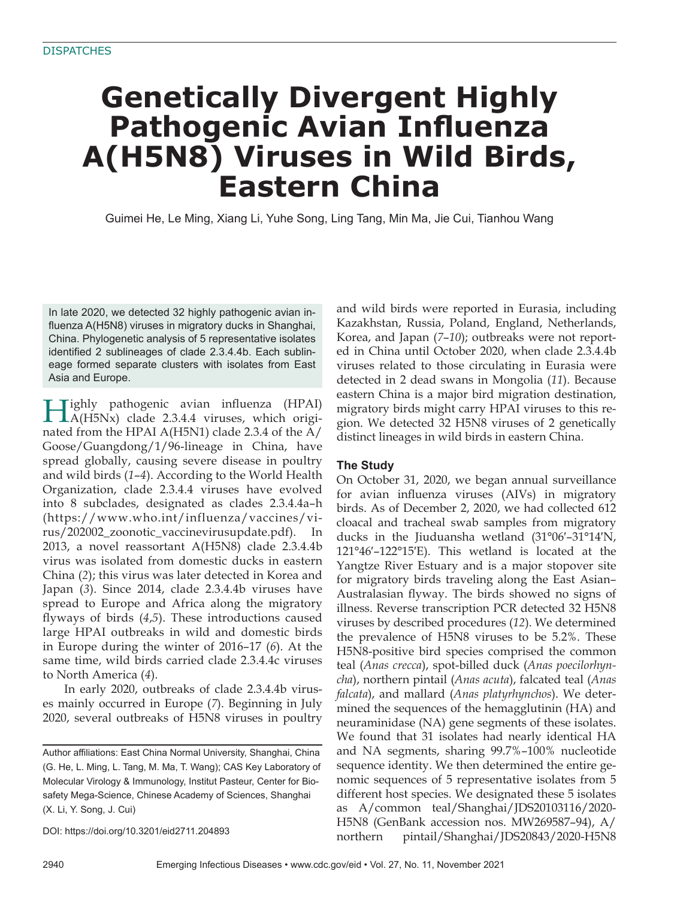DISPATCHES

# Genetically Divergent Highly Pathogenic Avian Influenza A(H5N8) Viruses in Wild Birds, Eastern China

Guimei He, Le Ming, Xiang Li, Yuhe Song, Ling Tang, Min Ma, Jie Cui, Tianhou Wang

In late 2020, we detected 32 highly pathogenic avian influenza A(H5N8) viruses in migratory ducks in Shanghai, China. Phylogenetic analysis of 5 representative isolates identified 2 sublineages of clade 2.3.4.4b. Each sublineage formed separate clusters with isolates from East Asia and Europe.

Highly pathogenic avian influenza (HPAI) A(H5Nx) clade 2.3.4.4 viruses, which originated from the HPAI A(H5N1) clade 2.3.4 of the A/Goose/Guangdong/1/96-lineage in China, have spread globally, causing severe disease in poultry and wild birds (*1*–*4*). According to the World Health Organization, clade 2.3.4.4 viruses have evolved into 8 subclades, designated as clades 2.3.4.4a–h (https://www.who.int/influenza/vaccines/virus/202002_zoonotic_vaccinevirusupdate.pdf). In 2013, a novel reassortant A(H5N8) clade 2.3.4.4b virus was isolated from domestic ducks in eastern China (*2*); this virus was later detected in Korea and Japan (*3*). Since 2014, clade 2.3.4.4b viruses have spread to Europe and Africa along the migratory flyways of birds (*4*,*5*). These introductions caused large HPAI outbreaks in wild and domestic birds in Europe during the winter of 2016–17 (*6*). At the same time, wild birds carried clade 2.3.4.4c viruses to North America (*4*).

In early 2020, outbreaks of clade 2.3.4.4b viruses mainly occurred in Europe (*7*). Beginning in July 2020, several outbreaks of H5N8 viruses in poultry and wild birds were reported in Eurasia, including Kazakhstan, Russia, Poland, England, Netherlands, Korea, and Japan (*7*–*10*); outbreaks were not reported in China until October 2020, when clade 2.3.4.4b viruses related to those circulating in Eurasia were detected in 2 dead swans in Mongolia (*11*). Because eastern China is a major bird migration destination, migratory birds might carry HPAI viruses to this region. We detected 32 H5N8 viruses of 2 genetically distinct lineages in wild birds in eastern China.

## The Study

On October 31, 2020, we began annual surveillance for avian influenza viruses (AIVs) in migratory birds. As of December 2, 2020, we had collected 612 cloacal and tracheal swab samples from migratory ducks in the Jiuduansha wetland (31°06′–31°14′N, 121°46′–122°15′E). This wetland is located at the Yangtze River Estuary and is a major stopover site for migratory birds traveling along the East Asian–Australasian flyway. The birds showed no signs of illness. Reverse transcription PCR detected 32 H5N8 viruses by described procedures (*12*). We determined the prevalence of H5N8 viruses to be 5.2%. These H5N8-positive bird species comprised the common teal (*Anas crecca*), spot-billed duck (*Anas poecilorhyncha*), northern pintail (*Anas acuta*), falcated teal (*Anas falcata*), and mallard (*Anas platyrhynchos*). We determined the sequences of the hemagglutinin (HA) and neuraminidase (NA) gene segments of these isolates. We found that 31 isolates had nearly identical HA and NA segments, sharing 99.7%–100% nucleotide sequence identity. We then determined the entire genomic sequences of 5 representative isolates from 5 different host species. We designated these 5 isolates as A/common teal/Shanghai/JDS20103116/2020-H5N8 (GenBank accession nos. MW269587–94), A/northern pintail/Shanghai/JDS20843/2020-H5N8

Author affiliations: East China Normal University, Shanghai, China (G. He, L. Ming, L. Tang, M. Ma, T. Wang); CAS Key Laboratory of Molecular Virology & Immunology, Institut Pasteur, Center for Biosafety Mega-Science, Chinese Academy of Sciences, Shanghai (X. Li, Y. Song, J. Cui)

DOI: https://doi.org/10.3201/eid2711.204893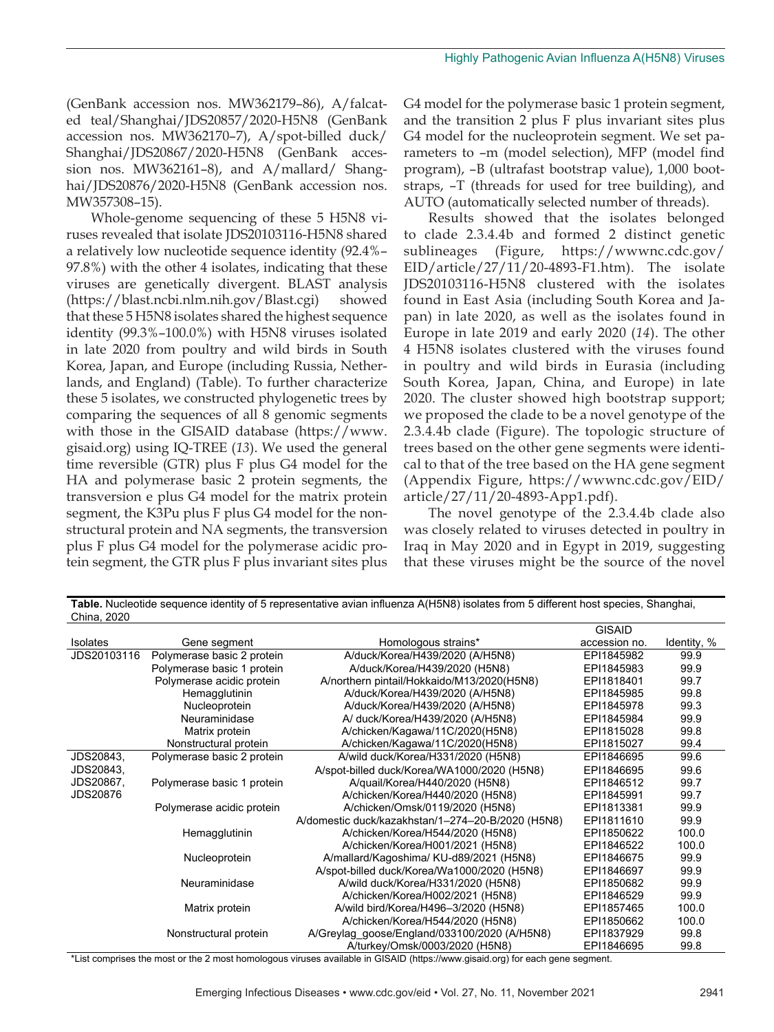(GenBank accession nos. MW362179–86), A/falcated teal/Shanghai/JDS20857/2020-H5N8 (GenBank accession nos. MW362170–7), A/spot-billed duck/Shanghai/JDS20867/2020-H5N8 (GenBank accession nos. MW362161–8), and A/mallard/ Shanghai/JDS20876/2020-H5N8 (GenBank accession nos. MW357308–15).

Whole-genome sequencing of these 5 H5N8 viruses revealed that isolate JDS20103116-H5N8 shared a relatively low nucleotide sequence identity (92.4%–97.8%) with the other 4 isolates, indicating that these viruses are genetically divergent. BLAST analysis (https://blast.ncbi.nlm.nih.gov/Blast.cgi) showed that these 5 H5N8 isolates shared the highest sequence identity (99.3%–100.0%) with H5N8 viruses isolated in late 2020 from poultry and wild birds in South Korea, Japan, and Europe (including Russia, Netherlands, and England) (Table). To further characterize these 5 isolates, we constructed phylogenetic trees by comparing the sequences of all 8 genomic segments with those in the GISAID database (https://www.gisaid.org) using IQ-TREE (*13*). We used the general time reversible (GTR) plus F plus G4 model for the HA and polymerase basic 2 protein segments, the transversion e plus G4 model for the matrix protein segment, the K3Pu plus F plus G4 model for the nonstructural protein and NA segments, the transversion plus F plus G4 model for the polymerase acidic protein segment, the GTR plus F plus invariant sites plus G4 model for the polymerase basic 1 protein segment, and the transition 2 plus F plus invariant sites plus G4 model for the nucleoprotein segment. We set parameters to –m (model selection), MFP (model find program), –B (ultrafast bootstrap value), 1,000 bootstraps, –T (threads for used for tree building), and AUTO (automatically selected number of threads).

Results showed that the isolates belonged to clade 2.3.4.4b and formed 2 distinct genetic sublineages (Figure, https://wwwnc.cdc.gov/EID/article/27/11/20-4893-F1.htm). The isolate JDS20103116-H5N8 clustered with the isolates found in East Asia (including South Korea and Japan) in late 2020, as well as the isolates found in Europe in late 2019 and early 2020 (*14*). The other 4 H5N8 isolates clustered with the viruses found in poultry and wild birds in Eurasia (including South Korea, Japan, China, and Europe) in late 2020. The cluster showed high bootstrap support; we proposed the clade to be a novel genotype of the 2.3.4.4b clade (Figure). The topologic structure of trees based on the other gene segments were identical to that of the tree based on the HA gene segment (Appendix Figure, https://wwwnc.cdc.gov/EID/article/27/11/20-4893-App1.pdf).

The novel genotype of the 2.3.4.4b clade also was closely related to viruses detected in poultry in Iraq in May 2020 and in Egypt in 2019, suggesting that these viruses might be the source of the novel

**Table.** Nucleotide sequence identity of 5 representative avian influenza A(H5N8) isolates from 5 different host species, Shanghai, China, 2020

| Isolates | Gene segment | Homologous strains* | GISAID accession no. | Identity, % |
|---|---|---|---|---|
| JDS20103116 | Polymerase basic 2 protein | A/duck/Korea/H439/2020 (A/H5N8) | EPI1845982 | 99.9 |
| | Polymerase basic 1 protein | A/duck/Korea/H439/2020 (H5N8) | EPI1845983 | 99.9 |
| | Polymerase acidic protein | A/northern pintail/Hokkaido/M13/2020(H5N8) | EPI1818401 | 99.7 |
| | Hemagglutinin | A/duck/Korea/H439/2020 (A/H5N8) | EPI1845985 | 99.8 |
| | Nucleoprotein | A/duck/Korea/H439/2020 (A/H5N8) | EPI1845978 | 99.3 |
| | Neuraminidase | A/ duck/Korea/H439/2020 (A/H5N8) | EPI1845984 | 99.9 |
| | Matrix protein | A/chicken/Kagawa/11C/2020(H5N8) | EPI1815028 | 99.8 |
| | Nonstructural protein | A/chicken/Kagawa/11C/2020(H5N8) | EPI1815027 | 99.4 |
| JDS20843, JDS20843, JDS20867, JDS20876 | Polymerase basic 2 protein | A/wild duck/Korea/H331/2020 (H5N8) | EPI1846695 | 99.6 |
| | | A/spot-billed duck/Korea/WA1000/2020 (H5N8) | EPI1846695 | 99.6 |
| | Polymerase basic 1 protein | A/quail/Korea/H440/2020 (H5N8) | EPI1846512 | 99.7 |
| | | A/chicken/Korea/H440/2020 (H5N8) | EPI1845991 | 99.7 |
| | Polymerase acidic protein | A/chicken/Omsk/0119/2020 (H5N8) | EPI1813381 | 99.9 |
| | | A/domestic duck/kazakhstan/1–274–20-B/2020 (H5N8) | EPI1811610 | 99.9 |
| | Hemagglutinin | A/chicken/Korea/H544/2020 (H5N8) | EPI1850622 | 100.0 |
| | | A/chicken/Korea/H001/2021 (H5N8) | EPI1846522 | 100.0 |
| | Nucleoprotein | A/mallard/Kagoshima/ KU-d89/2021 (H5N8) | EPI1846675 | 99.9 |
| | | A/spot-billed duck/Korea/Wa1000/2020 (H5N8) | EPI1846697 | 99.9 |
| | Neuraminidase | A/wild duck/Korea/H331/2020 (H5N8) | EPI1850682 | 99.9 |
| | | A/chicken/Korea/H002/2021 (H5N8) | EPI1846529 | 99.9 |
| | Matrix protein | A/wild bird/Korea/H496–3/2020 (H5N8) | EPI1857465 | 100.0 |
| | | A/chicken/Korea/H544/2020 (H5N8) | EPI1850662 | 100.0 |
| | Nonstructural protein | A/Greylag_goose/England/033100/2020 (A/H5N8) | EPI1837929 | 99.8 |
| | | A/turkey/Omsk/0003/2020 (H5N8) | EPI1846695 | 99.8 |

*List comprises the most or the 2 most homologous viruses available in GISAID (https://www.gisaid.org) for each gene segment.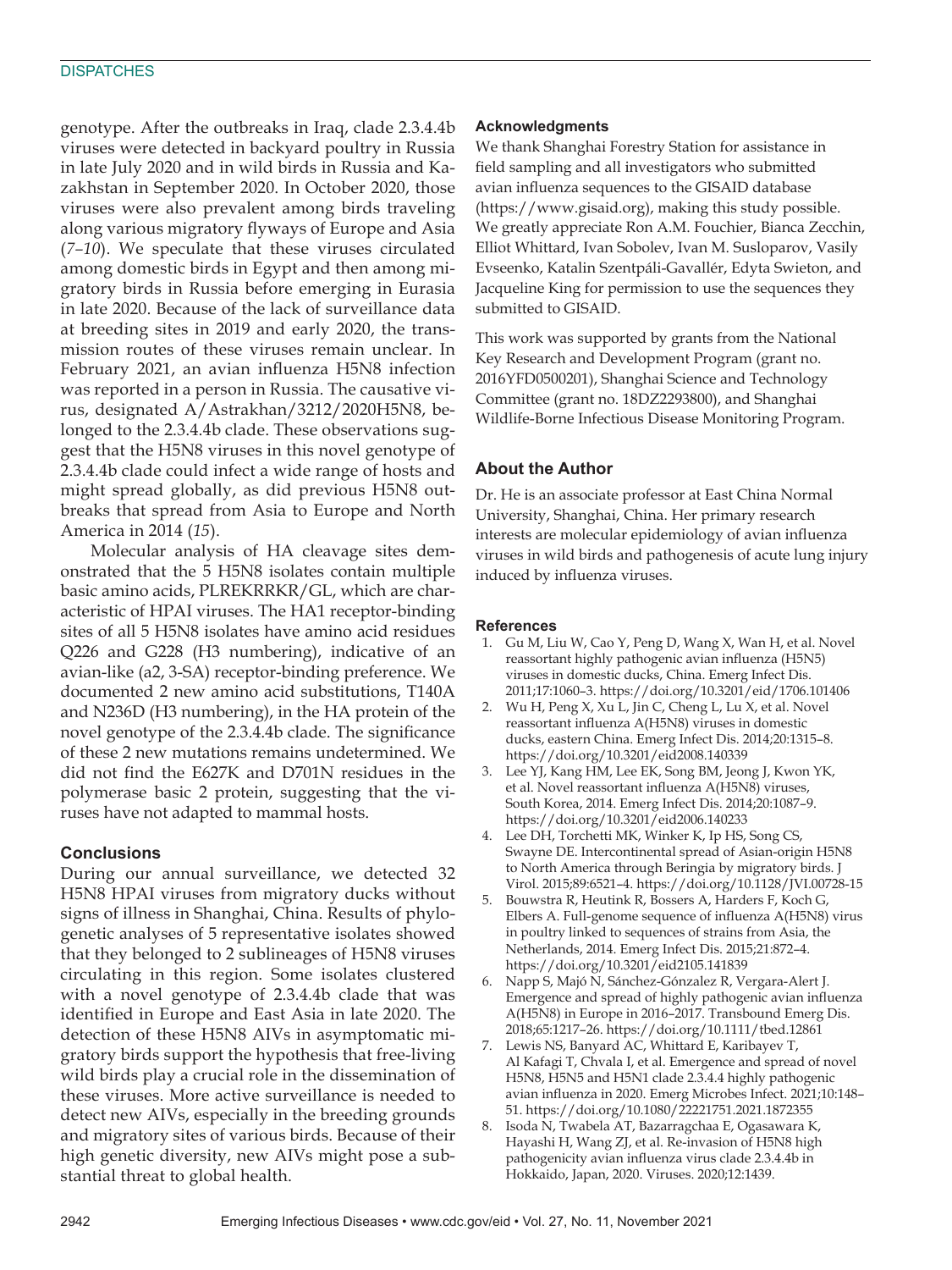genotype. After the outbreaks in Iraq, clade 2.3.4.4b viruses were detected in backyard poultry in Russia in late July 2020 and in wild birds in Russia and Kazakhstan in September 2020. In October 2020, those viruses were also prevalent among birds traveling along various migratory flyways of Europe and Asia (*7–10*). We speculate that these viruses circulated among domestic birds in Egypt and then among migratory birds in Russia before emerging in Eurasia in late 2020. Because of the lack of surveillance data at breeding sites in 2019 and early 2020, the transmission routes of these viruses remain unclear. In February 2021, an avian influenza H5N8 infection was reported in a person in Russia. The causative virus, designated A/Astrakhan/3212/2020H5N8, belonged to the 2.3.4.4b clade. These observations suggest that the H5N8 viruses in this novel genotype of 2.3.4.4b clade could infect a wide range of hosts and might spread globally, as did previous H5N8 outbreaks that spread from Asia to Europe and North America in 2014 (*15*).

Molecular analysis of HA cleavage sites demonstrated that the 5 H5N8 isolates contain multiple basic amino acids, PLREKRRKR/GL, which are characteristic of HPAI viruses. The HA1 receptor-binding sites of all 5 H5N8 isolates have amino acid residues Q226 and G228 (H3 numbering), indicative of an avian-like (a2, 3-SA) receptor-binding preference. We documented 2 new amino acid substitutions, T140A and N236D (H3 numbering), in the HA protein of the novel genotype of the 2.3.4.4b clade. The significance of these 2 new mutations remains undetermined. We did not find the E627K and D701N residues in the polymerase basic 2 protein, suggesting that the viruses have not adapted to mammal hosts.

## Conclusions

During our annual surveillance, we detected 32 H5N8 HPAI viruses from migratory ducks without signs of illness in Shanghai, China. Results of phylogenetic analyses of 5 representative isolates showed that they belonged to 2 sublineages of H5N8 viruses circulating in this region. Some isolates clustered with a novel genotype of 2.3.4.4b clade that was identified in Europe and East Asia in late 2020. The detection of these H5N8 AIVs in asymptomatic migratory birds support the hypothesis that free-living wild birds play a crucial role in the dissemination of these viruses. More active surveillance is needed to detect new AIVs, especially in the breeding grounds and migratory sites of various birds. Because of their high genetic diversity, new AIVs might pose a substantial threat to global health.

### Acknowledgments

We thank Shanghai Forestry Station for assistance in field sampling and all investigators who submitted avian influenza sequences to the GISAID database (https://www.gisaid.org), making this study possible. We greatly appreciate Ron A.M. Fouchier, Bianca Zecchin, Elliot Whittard, Ivan Sobolev, Ivan M. Susloparov, Vasily Evseenko, Katalin Szentpáli-Gavallér, Edyta Swieton, and Jacqueline King for permission to use the sequences they submitted to GISAID.

This work was supported by grants from the National Key Research and Development Program (grant no. 2016YFD0500201), Shanghai Science and Technology Committee (grant no. 18DZ2293800), and Shanghai Wildlife-Borne Infectious Disease Monitoring Program.

## About the Author

Dr. He is an associate professor at East China Normal University, Shanghai, China. Her primary research interests are molecular epidemiology of avian influenza viruses in wild birds and pathogenesis of acute lung injury induced by influenza viruses.

### References

1. Gu M, Liu W, Cao Y, Peng D, Wang X, Wan H, et al. Novel reassortant highly pathogenic avian influenza (H5N5) viruses in domestic ducks, China. Emerg Infect Dis. 2011;17:1060–3. https://doi.org/10.3201/eid/1706.101406
2. Wu H, Peng X, Xu L, Jin C, Cheng L, Lu X, et al. Novel reassortant influenza A(H5N8) viruses in domestic ducks, eastern China. Emerg Infect Dis. 2014;20:1315–8. https://doi.org/10.3201/eid2008.140339
3. Lee YJ, Kang HM, Lee EK, Song BM, Jeong J, Kwon YK, et al. Novel reassortant influenza A(H5N8) viruses, South Korea, 2014. Emerg Infect Dis. 2014;20:1087–9. https://doi.org/10.3201/eid2006.140233
4. Lee DH, Torchetti MK, Winker K, Ip HS, Song CS, Swayne DE. Intercontinental spread of Asian-origin H5N8 to North America through Beringia by migratory birds. J Virol. 2015;89:6521–4. https://doi.org/10.1128/JVI.00728-15
5. Bouwstra R, Heutink R, Bossers A, Harders F, Koch G, Elbers A. Full-genome sequence of influenza A(H5N8) virus in poultry linked to sequences of strains from Asia, the Netherlands, 2014. Emerg Infect Dis. 2015;21:872–4. https://doi.org/10.3201/eid2105.141839
6. Napp S, Majó N, Sánchez-Gónzalez R, Vergara-Alert J. Emergence and spread of highly pathogenic avian influenza A(H5N8) in Europe in 2016–2017. Transbound Emerg Dis. 2018;65:1217–26. https://doi.org/10.1111/tbed.12861
7. Lewis NS, Banyard AC, Whittard E, Karibayev T, Al Kafagi T, Chvala I, et al. Emergence and spread of novel H5N8, H5N5 and H5N1 clade 2.3.4.4 highly pathogenic avian influenza in 2020. Emerg Microbes Infect. 2021;10:148–51. https://doi.org/10.1080/22221751.2021.1872355
8. Isoda N, Twabela AT, Bazarragchaa E, Ogasawara K, Hayashi H, Wang ZJ, et al. Re-invasion of H5N8 high pathogenicity avian influenza virus clade 2.3.4.4b in Hokkaido, Japan, 2020. Viruses. 2020;12:1439.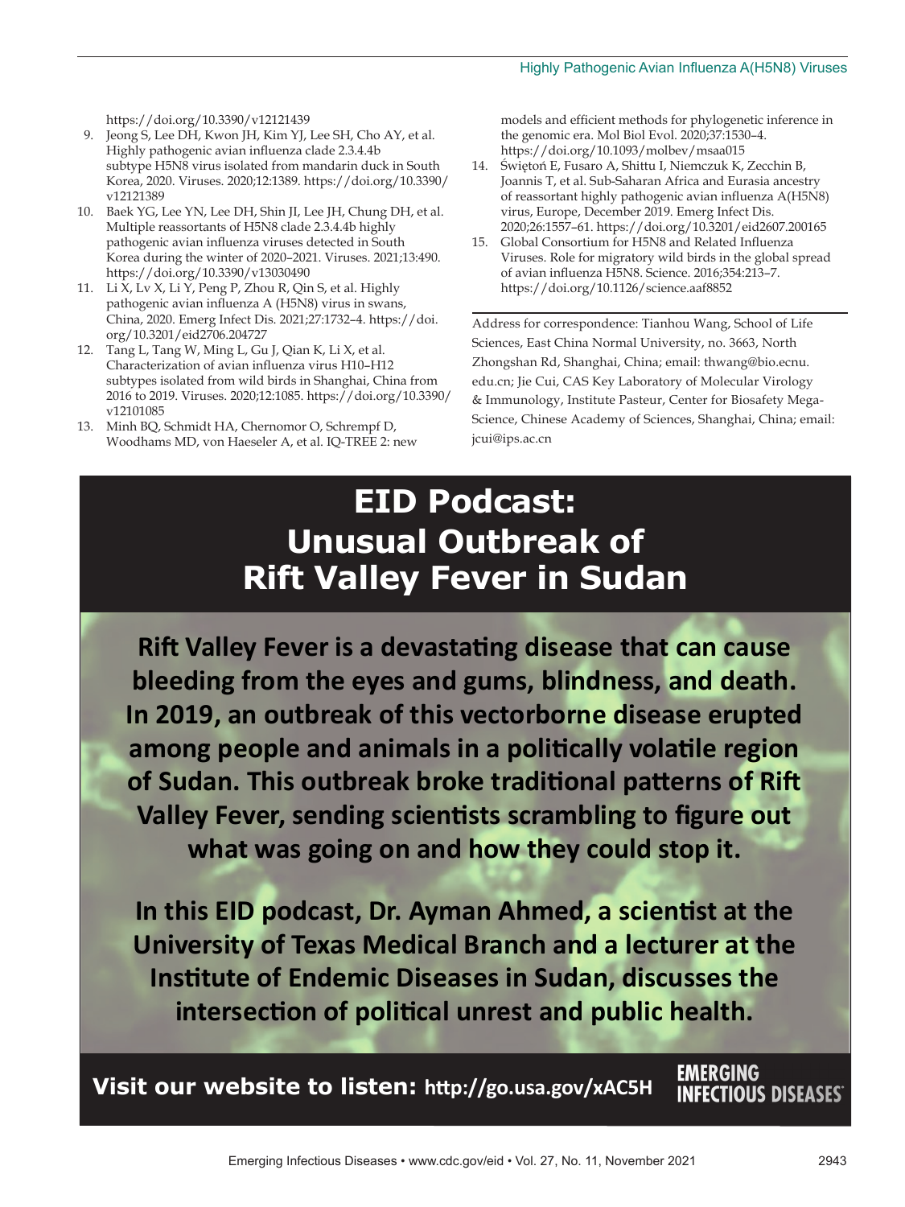https://doi.org/10.3390/v12121439

9. Jeong S, Lee DH, Kwon JH, Kim YJ, Lee SH, Cho AY, et al. Highly pathogenic avian influenza clade 2.3.4.4b subtype H5N8 virus isolated from mandarin duck in South Korea, 2020. Viruses. 2020;12:1389. https://doi.org/10.3390/v12121389
10. Baek YG, Lee YN, Lee DH, Shin JI, Lee JH, Chung DH, et al. Multiple reassortants of H5N8 clade 2.3.4.4b highly pathogenic avian influenza viruses detected in South Korea during the winter of 2020–2021. Viruses. 2021;13:490. https://doi.org/10.3390/v13030490
11. Li X, Lv X, Li Y, Peng P, Zhou R, Qin S, et al. Highly pathogenic avian influenza A (H5N8) virus in swans, China, 2020. Emerg Infect Dis. 2021;27:1732–4. https://doi.org/10.3201/eid2706.204727
12. Tang L, Tang W, Ming L, Gu J, Qian K, Li X, et al. Characterization of avian influenza virus H10–H12 subtypes isolated from wild birds in Shanghai, China from 2016 to 2019. Viruses. 2020;12:1085. https://doi.org/10.3390/v12101085
13. Minh BQ, Schmidt HA, Chernomor O, Schrempf D, Woodhams MD, von Haeseler A, et al. IQ-TREE 2: new models and efficient methods for phylogenetic inference in the genomic era. Mol Biol Evol. 2020;37:1530–4. https://doi.org/10.1093/molbev/msaa015
14. Świętoń E, Fusaro A, Shittu I, Niemczuk K, Zecchin B, Joannis T, et al. Sub-Saharan Africa and Eurasia ancestry of reassortant highly pathogenic avian influenza A(H5N8) virus, Europe, December 2019. Emerg Infect Dis. 2020;26:1557–61. https://doi.org/10.3201/eid2607.200165
15. Global Consortium for H5N8 and Related Influenza Viruses. Role for migratory wild birds in the global spread of avian influenza H5N8. Science. 2016;354:213–7. https://doi.org/10.1126/science.aaf8852

Address for correspondence: Tianhou Wang, School of Life Sciences, East China Normal University, no. 3663, North Zhongshan Rd, Shanghai, China; email: thwang@bio.ecnu.edu.cn; Jie Cui, CAS Key Laboratory of Molecular Virology & Immunology, Institute Pasteur, Center for Biosafety Mega-Science, Chinese Academy of Sciences, Shanghai, China; email: jcui@ips.ac.cn

# EID Podcast: Unusual Outbreak of Rift Valley Fever in Sudan

**Rift Valley Fever is a devastating disease that can cause bleeding from the eyes and gums, blindness, and death. In 2019, an outbreak of this vectorborne disease erupted among people and animals in a politically volatile region of Sudan. This outbreak broke traditional patterns of Rift Valley Fever, sending scientists scrambling to figure out what was going on and how they could stop it.**

**In this EID podcast, Dr. Ayman Ahmed, a scientist at the University of Texas Medical Branch and a lecturer at the Institute of Endemic Diseases in Sudan, discusses the intersection of political unrest and public health.**

**Visit our website to listen: http://go.usa.gov/xAC5H**

EMERGING INFECTIOUS DISEASES